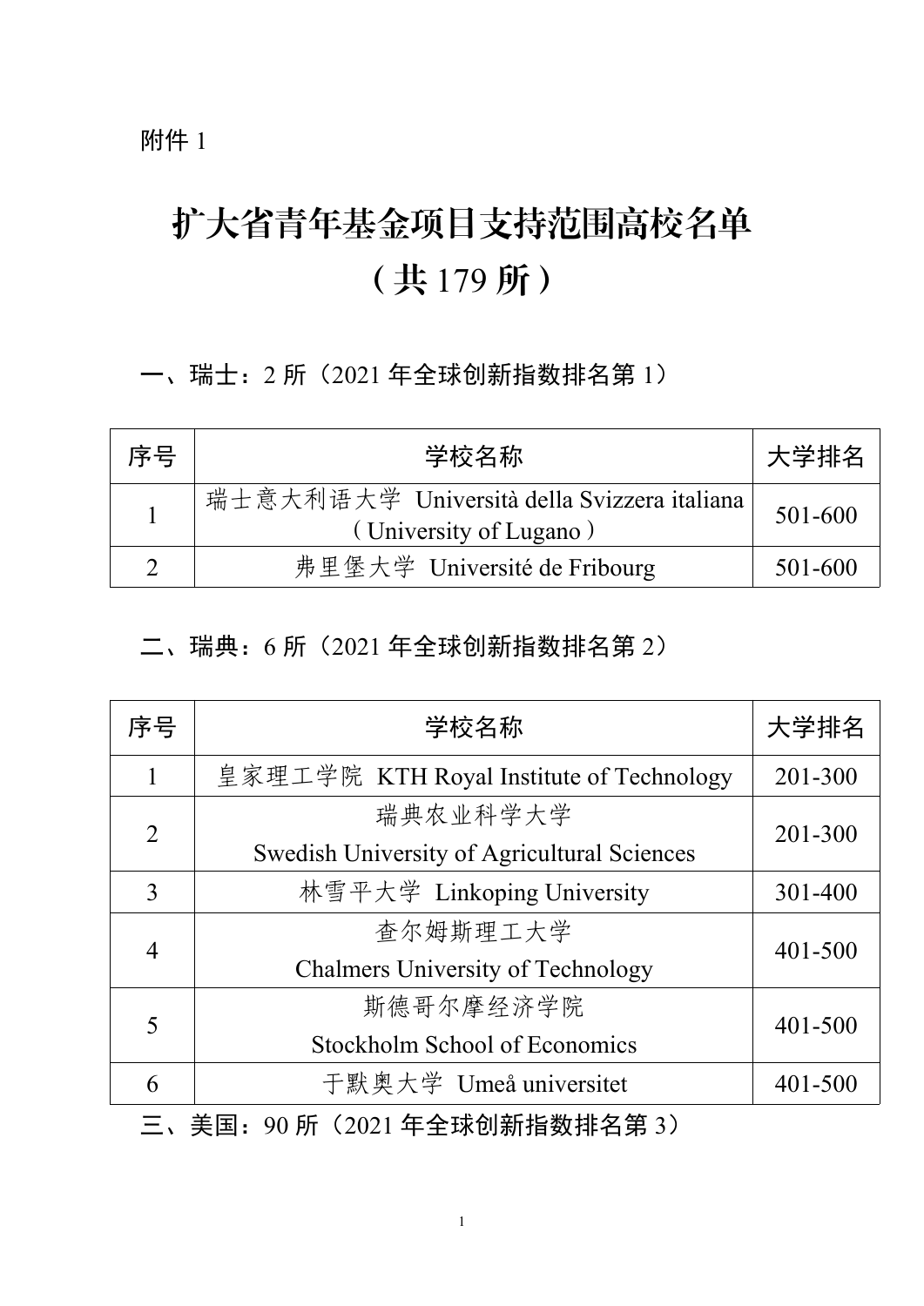附件 1

# 扩大省青年基金项目支持范围高校名单
# （共 179 所）

一、瑞士：2 所（2021 年全球创新指数排名第 1）

| 序号 | 学校名称 | 大学排名 |
| --- | --- | --- |
| 1 | 瑞士意大利语大学 Università della Svizzera italiana（University of Lugano） | 501-600 |
| 2 | 弗里堡大学 Université de Fribourg | 501-600 |

二、瑞典：6 所（2021 年全球创新指数排名第 2）

| 序号 | 学校名称 | 大学排名 |
| --- | --- | --- |
| 1 | 皇家理工学院 KTH Royal Institute of Technology | 201-300 |
| 2 | 瑞典农业科学大学 Swedish University of Agricultural Sciences | 201-300 |
| 3 | 林雪平大学 Linkoping University | 301-400 |
| 4 | 查尔姆斯理工大学 Chalmers University of Technology | 401-500 |
| 5 | 斯德哥尔摩经济学院 Stockholm School of Economics | 401-500 |
| 6 | 于默奥大学 Umeå universitet | 401-500 |

三、美国：90 所（2021 年全球创新指数排名第 3）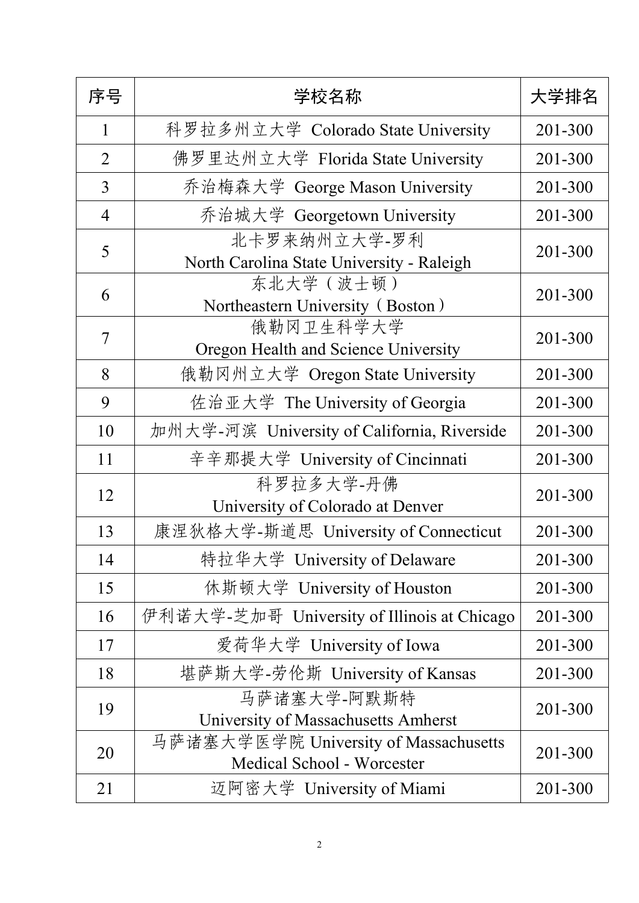| 序号 | 学校名称 | 大学排名 |
| --- | --- | --- |
| 1 | 科罗拉多州立大学 Colorado State University | 201-300 |
| 2 | 佛罗里达州立大学 Florida State University | 201-300 |
| 3 | 乔治梅森大学 George Mason University | 201-300 |
| 4 | 乔治城大学 Georgetown University | 201-300 |
| 5 | 北卡罗来纳州立大学-罗利 North Carolina State University - Raleigh | 201-300 |
| 6 | 东北大学（波士顿） Northeastern University（Boston） | 201-300 |
| 7 | 俄勒冈卫生科学大学 Oregon Health and Science University | 201-300 |
| 8 | 俄勒冈州立大学 Oregon State University | 201-300 |
| 9 | 佐治亚大学 The University of Georgia | 201-300 |
| 10 | 加州大学-河滨 University of California, Riverside | 201-300 |
| 11 | 辛辛那提大学 University of Cincinnati | 201-300 |
| 12 | 科罗拉多大学-丹佛 University of Colorado at Denver | 201-300 |
| 13 | 康涅狄格大学-斯道思 University of Connecticut | 201-300 |
| 14 | 特拉华大学 University of Delaware | 201-300 |
| 15 | 休斯顿大学 University of Houston | 201-300 |
| 16 | 伊利诺大学-芝加哥 University of Illinois at Chicago | 201-300 |
| 17 | 爱荷华大学 University of Iowa | 201-300 |
| 18 | 堪萨斯大学-劳伦斯 University of Kansas | 201-300 |
| 19 | 马萨诸塞大学-阿默斯特 University of Massachusetts Amherst | 201-300 |
| 20 | 马萨诸塞大学医学院 University of Massachusetts Medical School - Worcester | 201-300 |
| 21 | 迈阿密大学 University of Miami | 201-300 |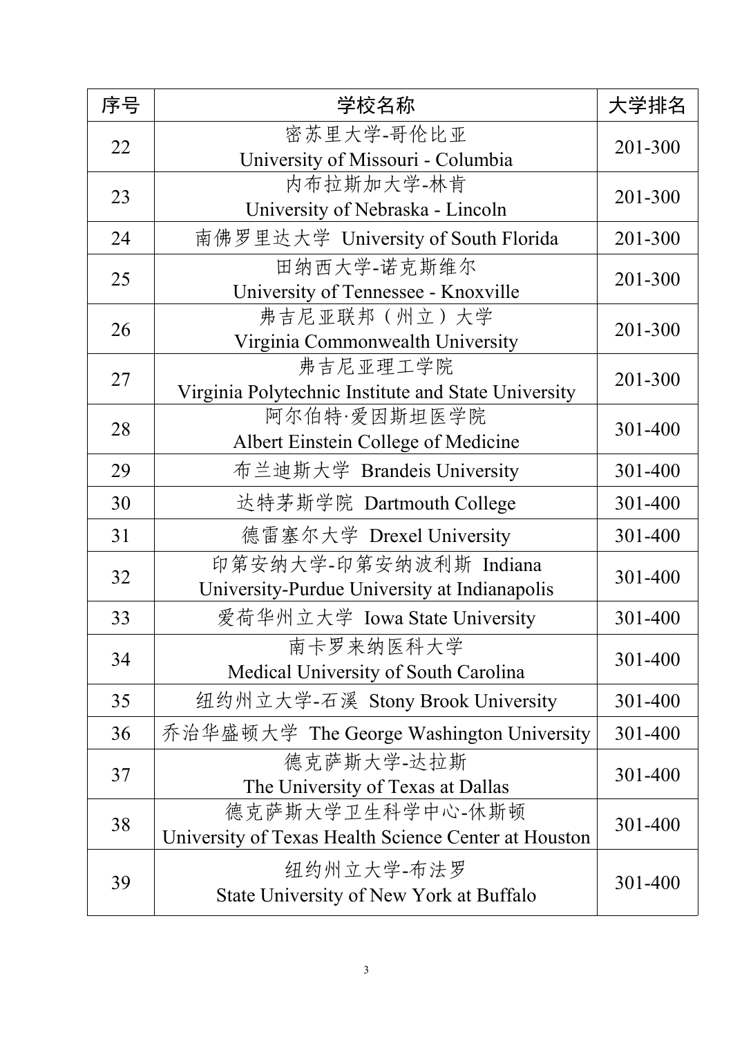| 序号 | 学校名称 | 大学排名 |
| --- | --- | --- |
| 22 | 密苏里大学-哥伦比亚 University of Missouri - Columbia | 201-300 |
| 23 | 内布拉斯加大学-林肯 University of Nebraska - Lincoln | 201-300 |
| 24 | 南佛罗里达大学 University of South Florida | 201-300 |
| 25 | 田纳西大学-诺克斯维尔 University of Tennessee - Knoxville | 201-300 |
| 26 | 弗吉尼亚联邦（州立）大学 Virginia Commonwealth University | 201-300 |
| 27 | 弗吉尼亚理工学院 Virginia Polytechnic Institute and State University | 201-300 |
| 28 | 阿尔伯特·爱因斯坦医学院 Albert Einstein College of Medicine | 301-400 |
| 29 | 布兰迪斯大学 Brandeis University | 301-400 |
| 30 | 达特茅斯学院 Dartmouth College | 301-400 |
| 31 | 德雷塞尔大学 Drexel University | 301-400 |
| 32 | 印第安纳大学-印第安纳波利斯 Indiana University-Purdue University at Indianapolis | 301-400 |
| 33 | 爱荷华州立大学 Iowa State University | 301-400 |
| 34 | 南卡罗来纳医科大学 Medical University of South Carolina | 301-400 |
| 35 | 纽约州立大学-石溪 Stony Brook University | 301-400 |
| 36 | 乔治华盛顿大学 The George Washington University | 301-400 |
| 37 | 德克萨斯大学-达拉斯 The University of Texas at Dallas | 301-400 |
| 38 | 德克萨斯大学卫生科学中心-休斯顿 University of Texas Health Science Center at Houston | 301-400 |
| 39 | 纽约州立大学-布法罗 State University of New York at Buffalo | 301-400 |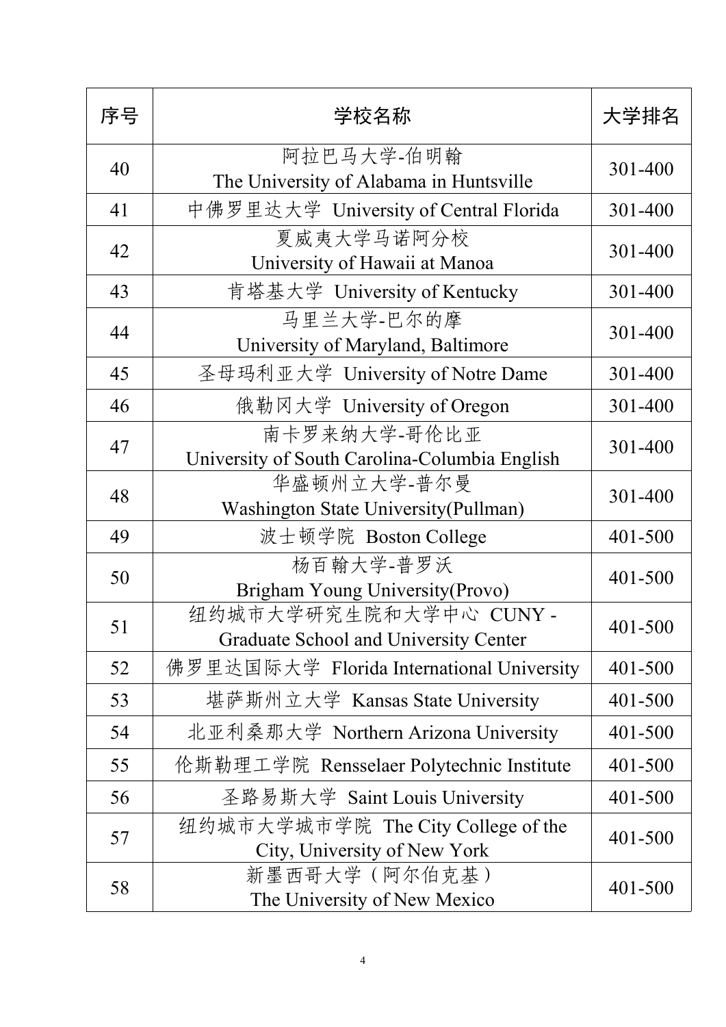| 序号 | 学校名称 | 大学排名 |
| --- | --- | --- |
| 40 | 阿拉巴马大学-伯明翰 The University of Alabama in Huntsville | 301-400 |
| 41 | 中佛罗里达大学 University of Central Florida | 301-400 |
| 42 | 夏威夷大学马诺阿分校 University of Hawaii at Manoa | 301-400 |
| 43 | 肯塔基大学 University of Kentucky | 301-400 |
| 44 | 马里兰大学-巴尔的摩 University of Maryland, Baltimore | 301-400 |
| 45 | 圣母玛利亚大学 University of Notre Dame | 301-400 |
| 46 | 俄勒冈大学 University of Oregon | 301-400 |
| 47 | 南卡罗来纳大学-哥伦比亚 University of South Carolina-Columbia English | 301-400 |
| 48 | 华盛顿州立大学-普尔曼 Washington State University(Pullman) | 301-400 |
| 49 | 波士顿学院 Boston College | 401-500 |
| 50 | 杨百翰大学-普罗沃 Brigham Young University(Provo) | 401-500 |
| 51 | 纽约城市大学研究生院和大学中心 CUNY - Graduate School and University Center | 401-500 |
| 52 | 佛罗里达国际大学 Florida International University | 401-500 |
| 53 | 堪萨斯州立大学 Kansas State University | 401-500 |
| 54 | 北亚利桑那大学 Northern Arizona University | 401-500 |
| 55 | 伦斯勒理工学院 Rensselaer Polytechnic Institute | 401-500 |
| 56 | 圣路易斯大学 Saint Louis University | 401-500 |
| 57 | 纽约城市大学城市学院 The City College of the City, University of New York | 401-500 |
| 58 | 新墨西哥大学（阿尔伯克基） The University of New Mexico | 401-500 |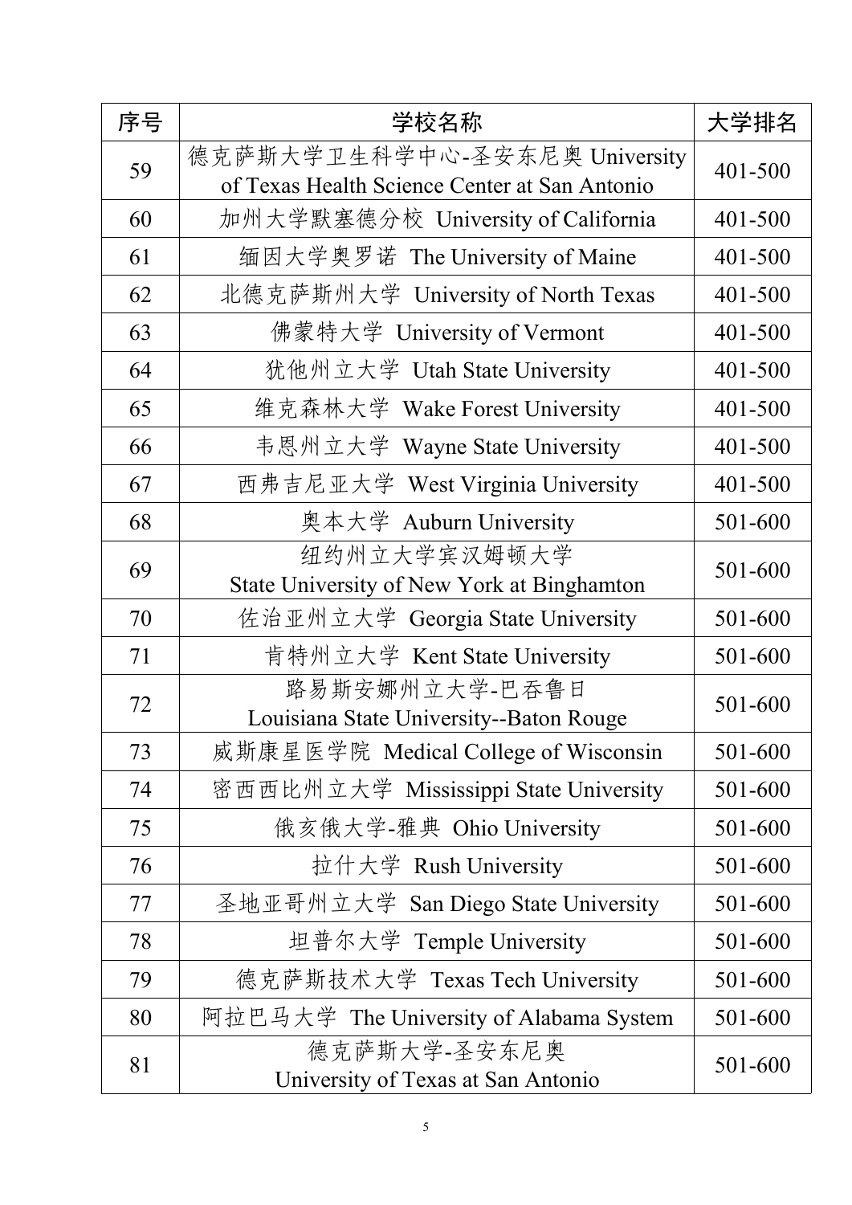| 序号 | 学校名称 | 大学排名 |
| --- | --- | --- |
| 59 | 德克萨斯大学卫生科学中心-圣安东尼奥 University of Texas Health Science Center at San Antonio | 401-500 |
| 60 | 加州大学默塞德分校 University of California | 401-500 |
| 61 | 缅因大学奥罗诺 The University of Maine | 401-500 |
| 62 | 北德克萨斯州大学 University of North Texas | 401-500 |
| 63 | 佛蒙特大学 University of Vermont | 401-500 |
| 64 | 犹他州立大学 Utah State University | 401-500 |
| 65 | 维克森林大学 Wake Forest University | 401-500 |
| 66 | 韦恩州立大学 Wayne State University | 401-500 |
| 67 | 西弗吉尼亚大学 West Virginia University | 401-500 |
| 68 | 奥本大学 Auburn University | 501-600 |
| 69 | 纽约州立大学宾汉姆顿大学 State University of New York at Binghamton | 501-600 |
| 70 | 佐治亚州立大学 Georgia State University | 501-600 |
| 71 | 肯特州立大学 Kent State University | 501-600 |
| 72 | 路易斯安娜州立大学-巴吞鲁日 Louisiana State University--Baton Rouge | 501-600 |
| 73 | 威斯康星医学院 Medical College of Wisconsin | 501-600 |
| 74 | 密西西比州立大学 Mississippi State University | 501-600 |
| 75 | 俄亥俄大学-雅典 Ohio University | 501-600 |
| 76 | 拉什大学 Rush University | 501-600 |
| 77 | 圣地亚哥州立大学 San Diego State University | 501-600 |
| 78 | 坦普尔大学 Temple University | 501-600 |
| 79 | 德克萨斯技术大学 Texas Tech University | 501-600 |
| 80 | 阿拉巴马大学 The University of Alabama System | 501-600 |
| 81 | 德克萨斯大学-圣安东尼奥 University of Texas at San Antonio | 501-600 |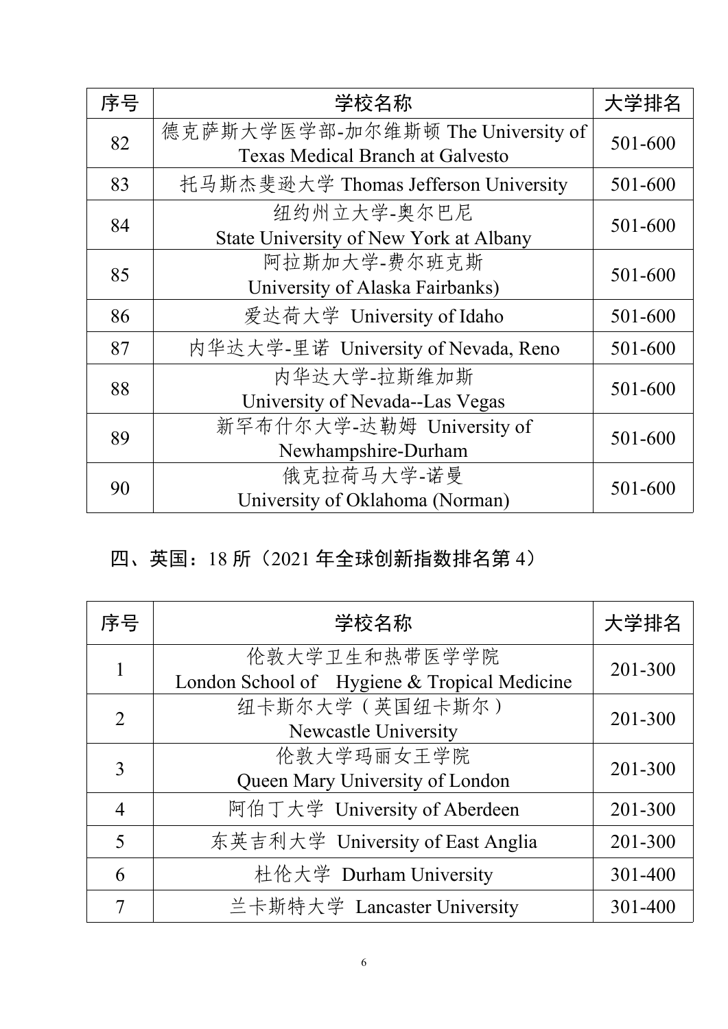| 序号 | 学校名称 | 大学排名 |
| --- | --- | --- |
| 82 | 德克萨斯大学医学部-加尔维斯顿 The University of Texas Medical Branch at Galvesto | 501-600 |
| 83 | 托马斯杰斐逊大学 Thomas Jefferson University | 501-600 |
| 84 | 纽约州立大学-奥尔巴尼 State University of New York at Albany | 501-600 |
| 85 | 阿拉斯加大学-费尔班克斯 University of Alaska Fairbanks) | 501-600 |
| 86 | 爱达荷大学 University of Idaho | 501-600 |
| 87 | 内华达大学-里诺 University of Nevada, Reno | 501-600 |
| 88 | 内华达大学-拉斯维加斯 University of Nevada--Las Vegas | 501-600 |
| 89 | 新罕布什尔大学-达勒姆 University of Newhampshire-Durham | 501-600 |
| 90 | 俄克拉荷马大学-诺曼 University of Oklahoma (Norman) | 501-600 |

## 四、英国：18 所（2021 年全球创新指数排名第 4）

| 序号 | 学校名称 | 大学排名 |
| --- | --- | --- |
| 1 | 伦敦大学卫生和热带医学学院 London School of Hygiene & Tropical Medicine | 201-300 |
| 2 | 纽卡斯尔大学（英国纽卡斯尔） Newcastle University | 201-300 |
| 3 | 伦敦大学玛丽女王学院 Queen Mary University of London | 201-300 |
| 4 | 阿伯丁大学 University of Aberdeen | 201-300 |
| 5 | 东英吉利大学 University of East Anglia | 201-300 |
| 6 | 杜伦大学 Durham University | 301-400 |
| 7 | 兰卡斯特大学 Lancaster University | 301-400 |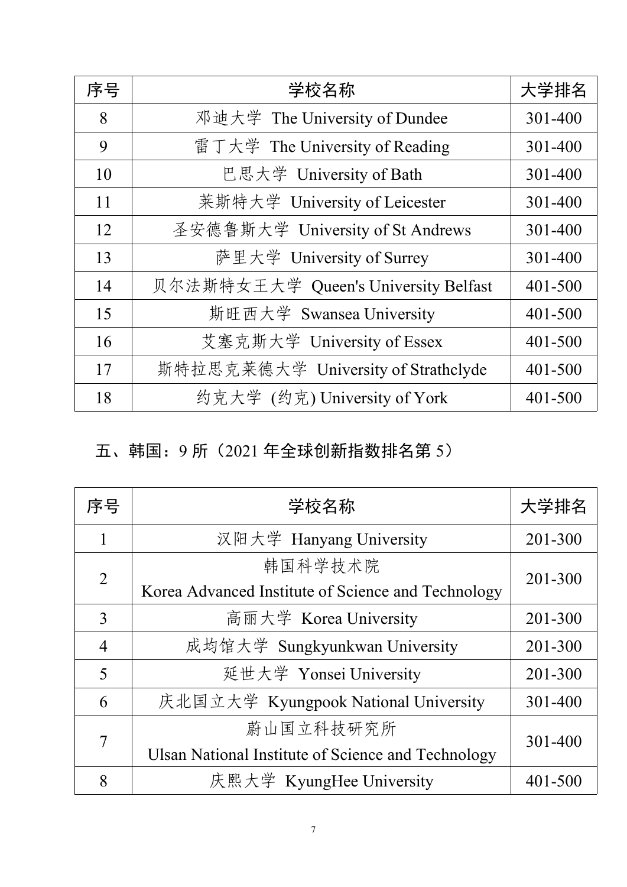| 序号 | 学校名称 | 大学排名 |
| --- | --- | --- |
| 8 | 邓迪大学 The University of Dundee | 301-400 |
| 9 | 雷丁大学 The University of Reading | 301-400 |
| 10 | 巴思大学 University of Bath | 301-400 |
| 11 | 莱斯特大学 University of Leicester | 301-400 |
| 12 | 圣安德鲁斯大学 University of St Andrews | 301-400 |
| 13 | 萨里大学 University of Surrey | 301-400 |
| 14 | 贝尔法斯特女王大学 Queen's University Belfast | 401-500 |
| 15 | 斯旺西大学 Swansea University | 401-500 |
| 16 | 艾塞克斯大学 University of Essex | 401-500 |
| 17 | 斯特拉思克莱德大学 University of Strathclyde | 401-500 |
| 18 | 约克大学 (约克) University of York | 401-500 |

## 五、韩国：9 所（2021 年全球创新指数排名第 5）

| 序号 | 学校名称 | 大学排名 |
| --- | --- | --- |
| 1 | 汉阳大学 Hanyang University | 201-300 |
| 2 | 韩国科学技术院 Korea Advanced Institute of Science and Technology | 201-300 |
| 3 | 高丽大学 Korea University | 201-300 |
| 4 | 成均馆大学 Sungkyunkwan University | 201-300 |
| 5 | 延世大学 Yonsei University | 201-300 |
| 6 | 庆北国立大学 Kyungpook National University | 301-400 |
| 7 | 蔚山国立科技研究所 Ulsan National Institute of Science and Technology | 301-400 |
| 8 | 庆熙大学 KyungHee University | 401-500 |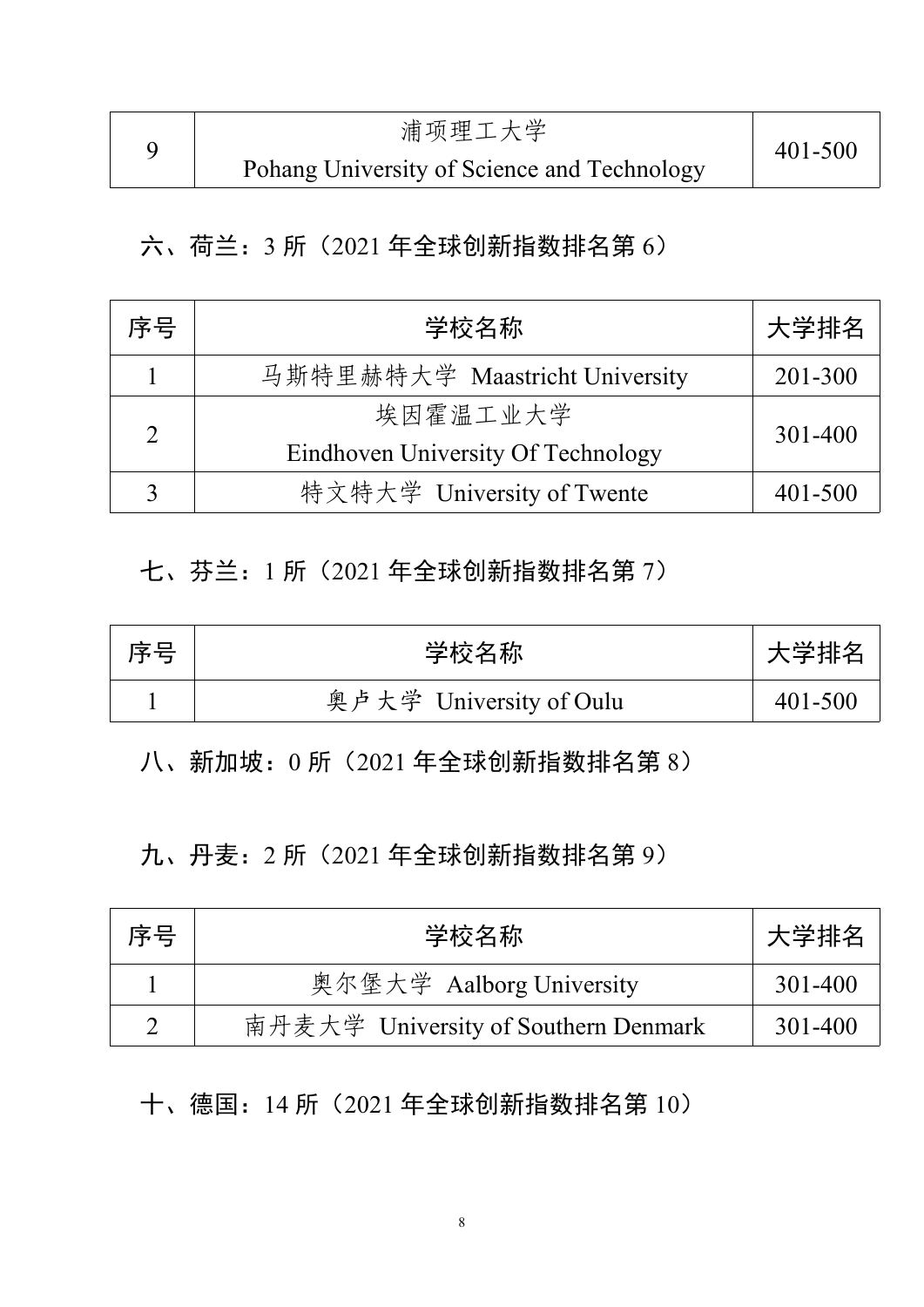| 9 | 浦项理工大学 Pohang University of Science and Technology | 401-500 |
|---|---|---|

六、荷兰：3 所（2021 年全球创新指数排名第 6）

| 序号 | 学校名称 | 大学排名 |
|---|---|---|
| 1 | 马斯特里赫特大学 Maastricht University | 201-300 |
| 2 | 埃因霍温工业大学 Eindhoven University Of Technology | 301-400 |
| 3 | 特文特大学 University of Twente | 401-500 |

七、芬兰：1 所（2021 年全球创新指数排名第 7）

| 序号 | 学校名称 | 大学排名 |
|---|---|---|
| 1 | 奥卢大学 University of Oulu | 401-500 |

八、新加坡：0 所（2021 年全球创新指数排名第 8）

九、丹麦：2 所（2021 年全球创新指数排名第 9）

| 序号 | 学校名称 | 大学排名 |
|---|---|---|
| 1 | 奥尔堡大学 Aalborg University | 301-400 |
| 2 | 南丹麦大学 University of Southern Denmark | 301-400 |

十、德国：14 所（2021 年全球创新指数排名第 10）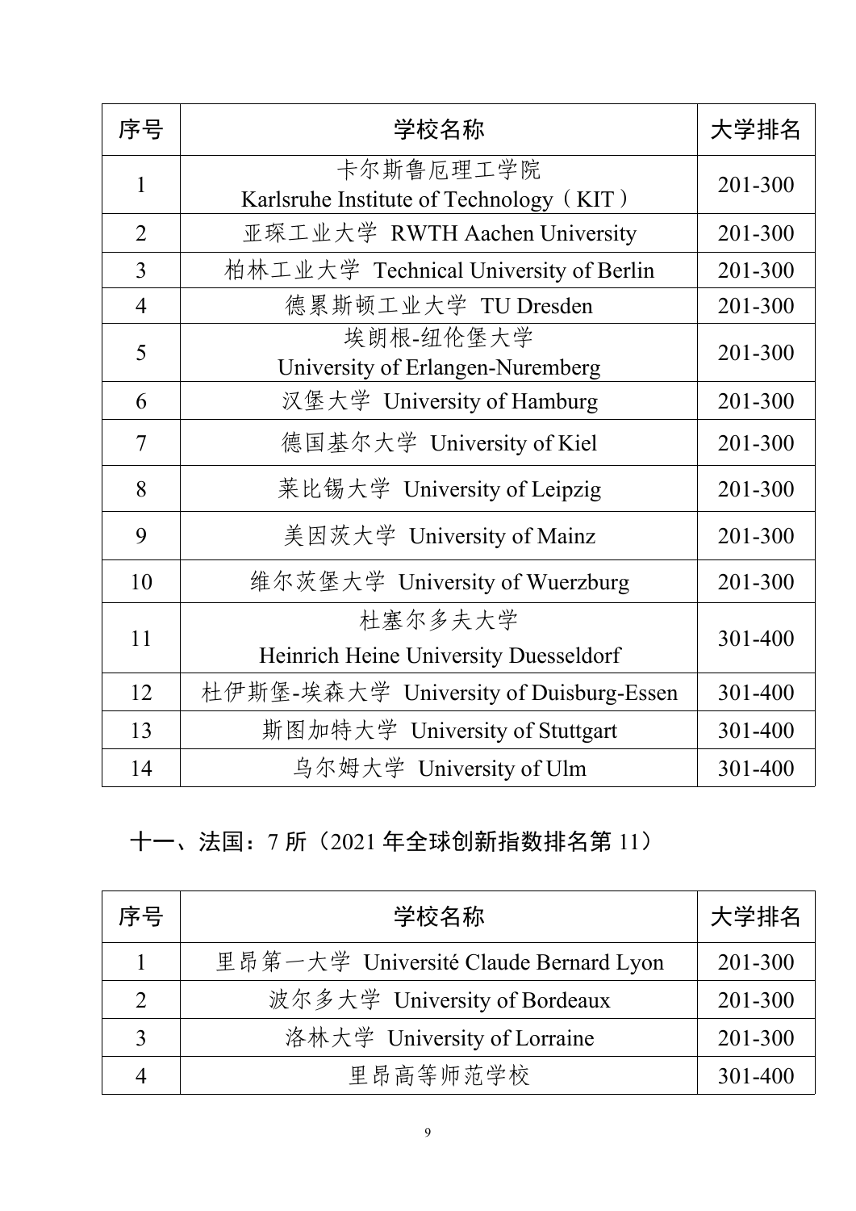| 序号 | 学校名称 | 大学排名 |
| --- | --- | --- |
| 1 | 卡尔斯鲁厄理工学院 Karlsruhe Institute of Technology（KIT） | 201-300 |
| 2 | 亚琛工业大学 RWTH Aachen University | 201-300 |
| 3 | 柏林工业大学 Technical University of Berlin | 201-300 |
| 4 | 德累斯顿工业大学 TU Dresden | 201-300 |
| 5 | 埃朗根-纽伦堡大学 University of Erlangen-Nuremberg | 201-300 |
| 6 | 汉堡大学 University of Hamburg | 201-300 |
| 7 | 德国基尔大学 University of Kiel | 201-300 |
| 8 | 莱比锡大学 University of Leipzig | 201-300 |
| 9 | 美因茨大学 University of Mainz | 201-300 |
| 10 | 维尔茨堡大学 University of Wuerzburg | 201-300 |
| 11 | 杜塞尔多夫大学 Heinrich Heine University Duesseldorf | 301-400 |
| 12 | 杜伊斯堡-埃森大学 University of Duisburg-Essen | 301-400 |
| 13 | 斯图加特大学 University of Stuttgart | 301-400 |
| 14 | 乌尔姆大学 University of Ulm | 301-400 |

## 十一、法国：7 所（2021 年全球创新指数排名第 11）

| 序号 | 学校名称 | 大学排名 |
| --- | --- | --- |
| 1 | 里昂第一大学 Université Claude Bernard Lyon | 201-300 |
| 2 | 波尔多大学 University of Bordeaux | 201-300 |
| 3 | 洛林大学 University of Lorraine | 201-300 |
| 4 | 里昂高等师范学校 | 301-400 |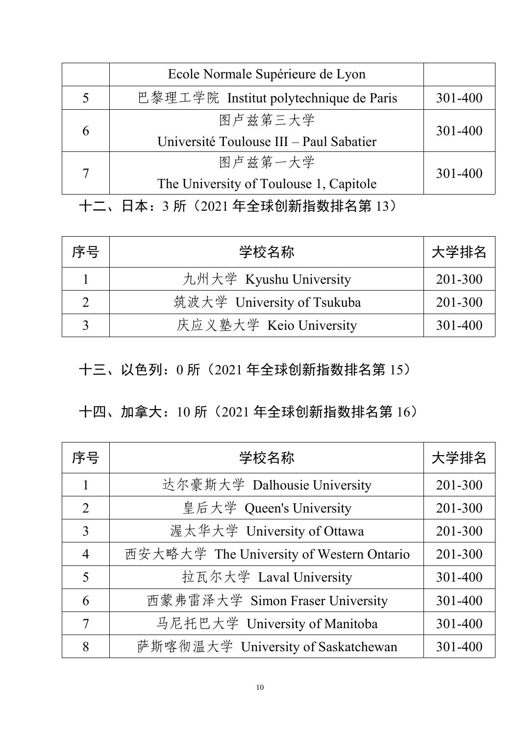| | Ecole Normale Supérieure de Lyon | |
|---|---|---|
| 5 | 巴黎理工学院 Institut polytechnique de Paris | 301-400 |
| 6 | 图卢兹第三大学 Université Toulouse III – Paul Sabatier | 301-400 |
| 7 | 图卢兹第一大学 The University of Toulouse 1, Capitole | 301-400 |

## 十二、日本：3 所（2021 年全球创新指数排名第 13）

| 序号 | 学校名称 | 大学排名 |
|---|---|---|
| 1 | 九州大学 Kyushu University | 201-300 |
| 2 | 筑波大学 University of Tsukuba | 201-300 |
| 3 | 庆应义塾大学 Keio University | 301-400 |

## 十三、以色列：0 所（2021 年全球创新指数排名第 15）

## 十四、加拿大：10 所（2021 年全球创新指数排名第 16）

| 序号 | 学校名称 | 大学排名 |
|---|---|---|
| 1 | 达尔豪斯大学 Dalhousie University | 201-300 |
| 2 | 皇后大学 Queen's University | 201-300 |
| 3 | 渥太华大学 University of Ottawa | 201-300 |
| 4 | 西安大略大学 The University of Western Ontario | 201-300 |
| 5 | 拉瓦尔大学 Laval University | 301-400 |
| 6 | 西蒙弗雷泽大学 Simon Fraser University | 301-400 |
| 7 | 马尼托巴大学 University of Manitoba | 301-400 |
| 8 | 萨斯喀彻温大学 University of Saskatchewan | 301-400 |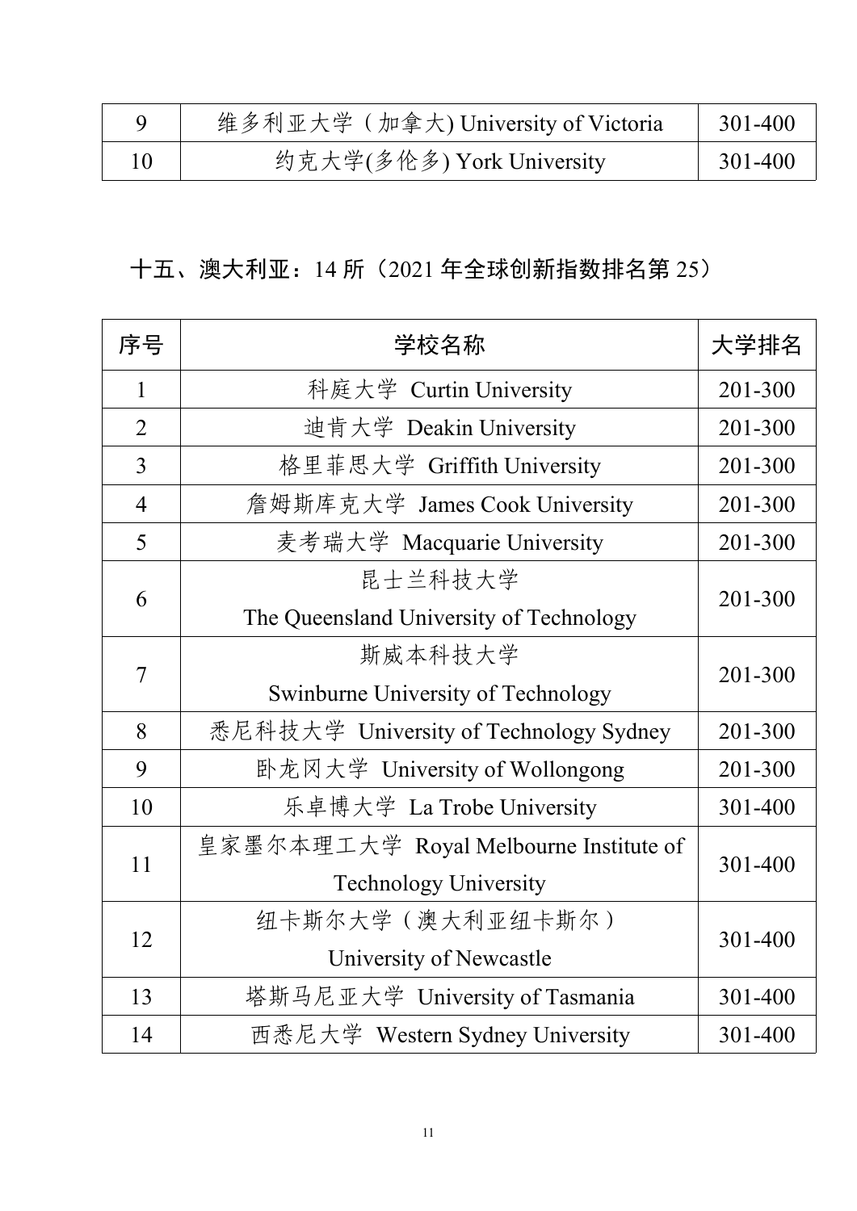| | | |
|---|---|---|
| 9 | 维多利亚大学（加拿大) University of Victoria | 301-400 |
| 10 | 约克大学(多伦多) York University | 301-400 |

## 十五、澳大利亚：14 所（2021 年全球创新指数排名第 25）

| 序号 | 学校名称 | 大学排名 |
|---|---|---|
| 1 | 科庭大学  Curtin University | 201-300 |
| 2 | 迪肯大学  Deakin University | 201-300 |
| 3 | 格里菲思大学  Griffith University | 201-300 |
| 4 | 詹姆斯库克大学  James Cook University | 201-300 |
| 5 | 麦考瑞大学  Macquarie University | 201-300 |
| 6 | 昆士兰科技大学 The Queensland University of Technology | 201-300 |
| 7 | 斯威本科技大学 Swinburne University of Technology | 201-300 |
| 8 | 悉尼科技大学  University of Technology Sydney | 201-300 |
| 9 | 卧龙冈大学  University of Wollongong | 201-300 |
| 10 | 乐卓博大学  La Trobe University | 301-400 |
| 11 | 皇家墨尔本理工大学  Royal Melbourne Institute of Technology University | 301-400 |
| 12 | 纽卡斯尔大学（澳大利亚纽卡斯尔） University of Newcastle | 301-400 |
| 13 | 塔斯马尼亚大学  University of Tasmania | 301-400 |
| 14 | 西悉尼大学  Western Sydney University | 301-400 |